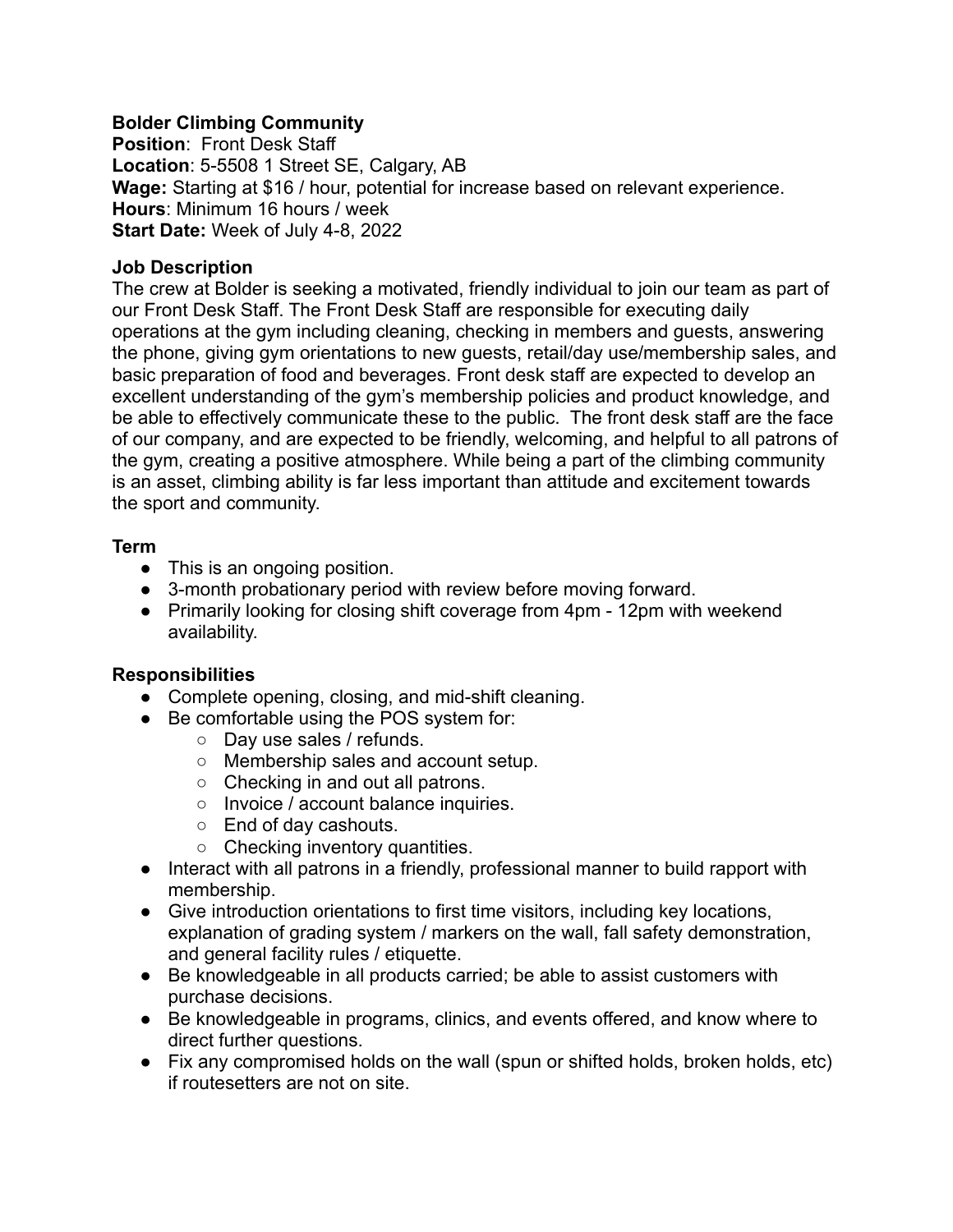**Bolder Climbing Community**
**Position**: Front Desk Staff
**Location**: 5-5508 1 Street SE, Calgary, AB
**Wage:** Starting at $16 / hour, potential for increase based on relevant experience.
**Hours**: Minimum 16 hours / week
**Start Date:** Week of July 4-8, 2022

**Job Description**

The crew at Bolder is seeking a motivated, friendly individual to join our team as part of our Front Desk Staff. The Front Desk Staff are responsible for executing daily operations at the gym including cleaning, checking in members and guests, answering the phone, giving gym orientations to new guests, retail/day use/membership sales, and basic preparation of food and beverages. Front desk staff are expected to develop an excellent understanding of the gym's membership policies and product knowledge, and be able to effectively communicate these to the public. The front desk staff are the face of our company, and are expected to be friendly, welcoming, and helpful to all patrons of the gym, creating a positive atmosphere. While being a part of the climbing community is an asset, climbing ability is far less important than attitude and excitement towards the sport and community.

**Term**

- This is an ongoing position.
- 3-month probationary period with review before moving forward.
- Primarily looking for closing shift coverage from 4pm - 12pm with weekend availability.

**Responsibilities**

- Complete opening, closing, and mid-shift cleaning.
- Be comfortable using the POS system for:
  - Day use sales / refunds.
  - Membership sales and account setup.
  - Checking in and out all patrons.
  - Invoice / account balance inquiries.
  - End of day cashouts.
  - Checking inventory quantities.
- Interact with all patrons in a friendly, professional manner to build rapport with membership.
- Give introduction orientations to first time visitors, including key locations, explanation of grading system / markers on the wall, fall safety demonstration, and general facility rules / etiquette.
- Be knowledgeable in all products carried; be able to assist customers with purchase decisions.
- Be knowledgeable in programs, clinics, and events offered, and know where to direct further questions.
- Fix any compromised holds on the wall (spun or shifted holds, broken holds, etc) if routesetters are not on site.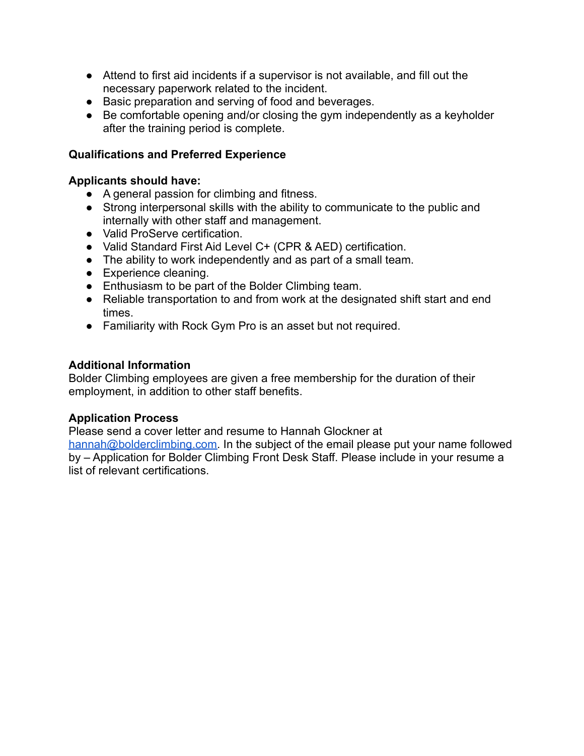- Attend to first aid incidents if a supervisor is not available, and fill out the necessary paperwork related to the incident.
- Basic preparation and serving of food and beverages.
- Be comfortable opening and/or closing the gym independently as a keyholder after the training period is complete.

**Qualifications and Preferred Experience**

**Applicants should have:**

- A general passion for climbing and fitness.
- Strong interpersonal skills with the ability to communicate to the public and internally with other staff and management.
- Valid ProServe certification.
- Valid Standard First Aid Level C+ (CPR & AED) certification.
- The ability to work independently and as part of a small team.
- Experience cleaning.
- Enthusiasm to be part of the Bolder Climbing team.
- Reliable transportation to and from work at the designated shift start and end times.
- Familiarity with Rock Gym Pro is an asset but not required.

**Additional Information**

Bolder Climbing employees are given a free membership for the duration of their employment, in addition to other staff benefits.

**Application Process**

Please send a cover letter and resume to Hannah Glockner at hannah@bolderclimbing.com. In the subject of the email please put your name followed by – Application for Bolder Climbing Front Desk Staff. Please include in your resume a list of relevant certifications.